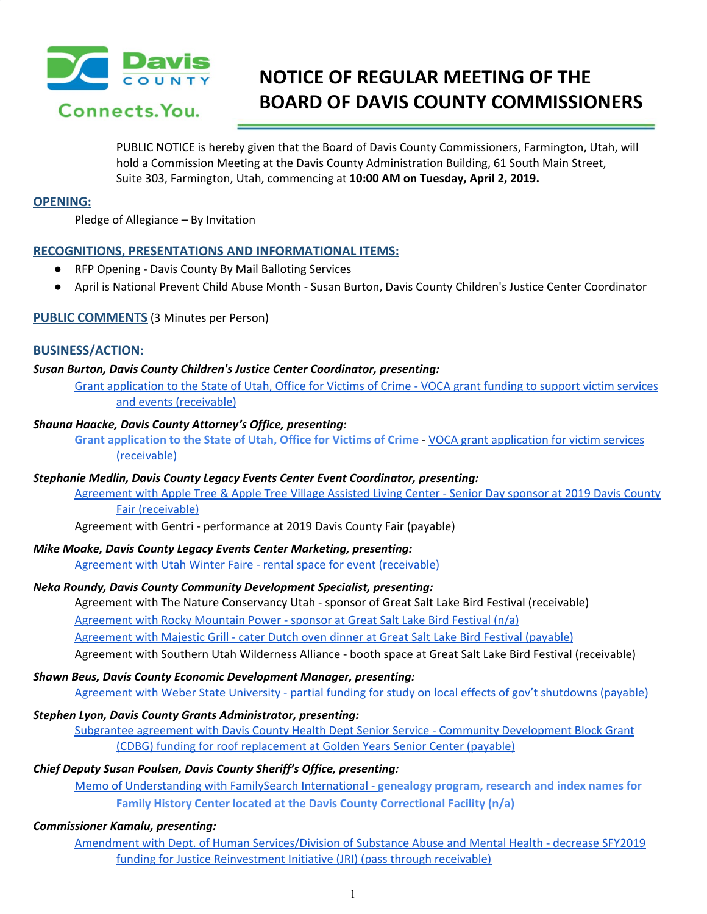# NOTICE OF REGULAR MEETING OF THE BOARD OF DAVIS COUNTY COMMISSIONERS

Davis County
Connects.You.

PUBLIC NOTICE is hereby given that the Board of Davis County Commissioners, Farmington, Utah, will hold a Commission Meeting at the Davis County Administration Building, 61 South Main Street, Suite 303, Farmington, Utah, commencing at **10:00 AM on Tuesday, April 2, 2019.**

## OPENING:

Pledge of Allegiance – By Invitation

## RECOGNITIONS, PRESENTATIONS AND INFORMATIONAL ITEMS:

- RFP Opening - Davis County By Mail Balloting Services
- April is National Prevent Child Abuse Month - Susan Burton, Davis County Children's Justice Center Coordinator

## PUBLIC COMMENTS (3 Minutes per Person)

## BUSINESS/ACTION:

***Susan Burton, Davis County Children's Justice Center Coordinator, presenting:***

Grant application to the State of Utah, Office for Victims of Crime - VOCA grant funding to support victim services and events (receivable)

***Shauna Haacke, Davis County Attorney's Office, presenting:***

**Grant application to the State of Utah, Office for Victims of Crime** - VOCA grant application for victim services (receivable)

***Stephanie Medlin, Davis County Legacy Events Center Event Coordinator, presenting:***

Agreement with Apple Tree & Apple Tree Village Assisted Living Center - Senior Day sponsor at 2019 Davis County Fair (receivable)

Agreement with Gentri - performance at 2019 Davis County Fair (payable)

***Mike Moake, Davis County Legacy Events Center Marketing, presenting:***

Agreement with Utah Winter Faire - rental space for event (receivable)

***Neka Roundy, Davis County Community Development Specialist, presenting:***

Agreement with The Nature Conservancy Utah - sponsor of Great Salt Lake Bird Festival (receivable)

Agreement with Rocky Mountain Power - sponsor at Great Salt Lake Bird Festival (n/a)

Agreement with Majestic Grill - cater Dutch oven dinner at Great Salt Lake Bird Festival (payable)

Agreement with Southern Utah Wilderness Alliance - booth space at Great Salt Lake Bird Festival (receivable)

***Shawn Beus, Davis County Economic Development Manager, presenting:***

Agreement with Weber State University - partial funding for study on local effects of gov't shutdowns (payable)

***Stephen Lyon, Davis County Grants Administrator, presenting:***

Subgrantee agreement with Davis County Health Dept Senior Service - Community Development Block Grant (CDBG) funding for roof replacement at Golden Years Senior Center (payable)

***Chief Deputy Susan Poulsen, Davis County Sheriff's Office, presenting:***

Memo of Understanding with FamilySearch International - **genealogy program, research and index names for Family History Center located at the Davis County Correctional Facility (n/a)**

***Commissioner Kamalu, presenting:***

Amendment with Dept. of Human Services/Division of Substance Abuse and Mental Health - decrease SFY2019 funding for Justice Reinvestment Initiative (JRI) (pass through receivable)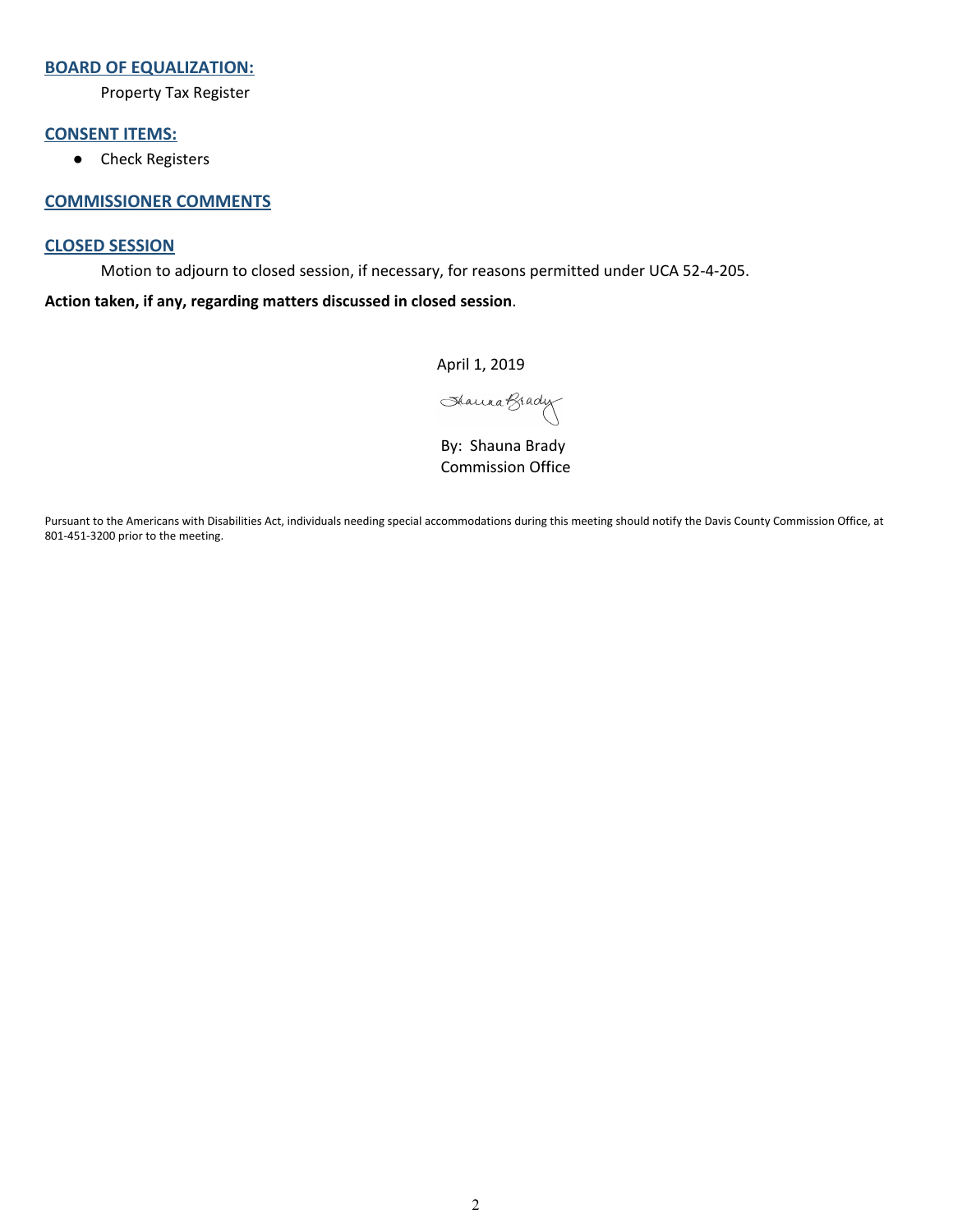## BOARD OF EQUALIZATION:

Property Tax Register

## CONSENT ITEMS:

- Check Registers

## COMMISSIONER COMMENTS

## CLOSED SESSION

Motion to adjourn to closed session, if necessary, for reasons permitted under UCA 52-4-205.

**Action taken, if any, regarding matters discussed in closed session**.

April 1, 2019

Shauna Brady

By: Shauna Brady
Commission Office

Pursuant to the Americans with Disabilities Act, individuals needing special accommodations during this meeting should notify the Davis County Commission Office, at 801-451-3200 prior to the meeting.